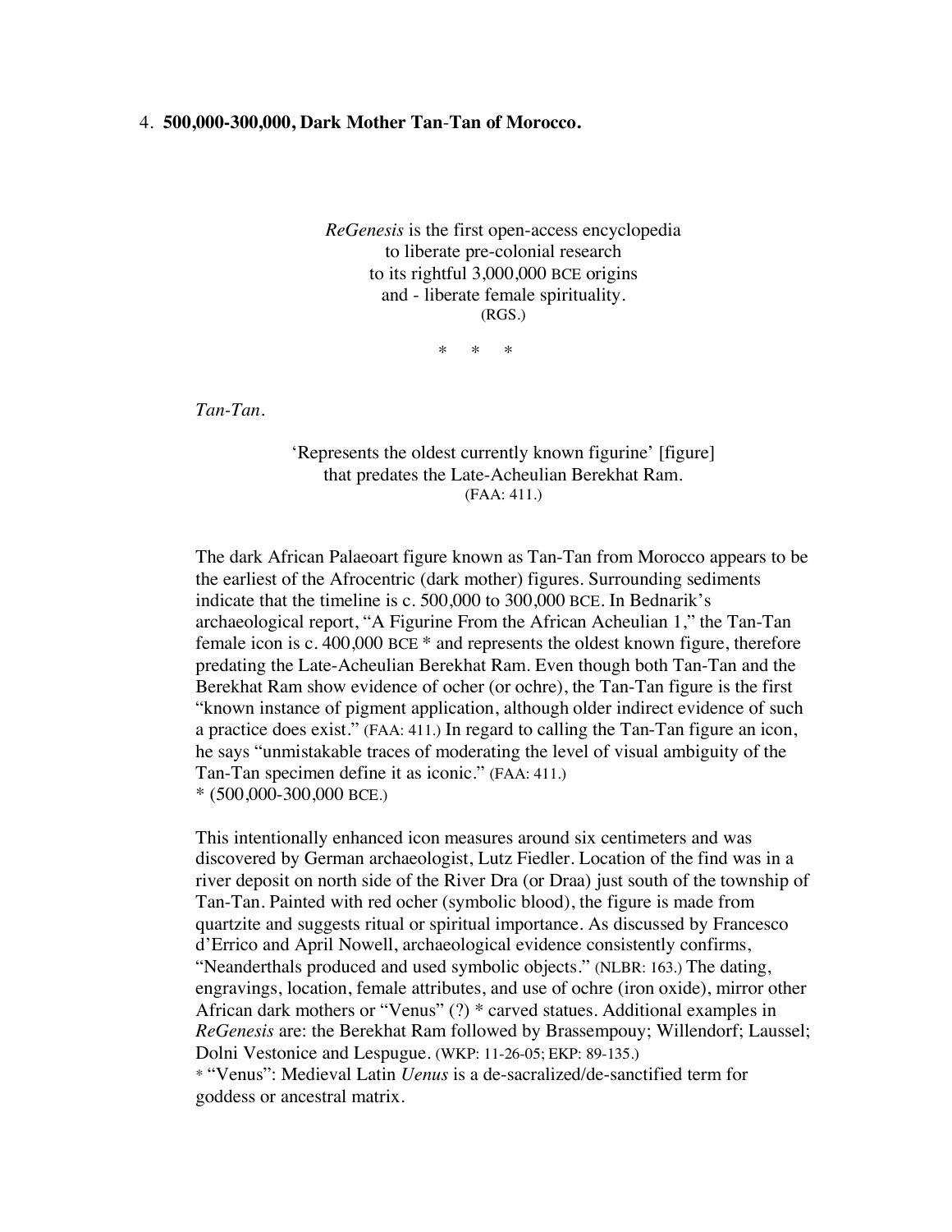4. **500,000-300,000, Dark Mother Tan-Tan of Morocco.**

*ReGenesis* is the first open-access encyclopedia
to liberate pre-colonial research
to its rightful 3,000,000 BCE origins
and - liberate female spirituality.
(RGS.)

\* \* \*

*Tan-Tan*.

'Represents the oldest currently known figurine' [figure]
that predates the Late-Acheulian Berekhat Ram.
(FAA: 411.)

The dark African Palaeoart figure known as Tan-Tan from Morocco appears to be the earliest of the Afrocentric (dark mother) figures. Surrounding sediments indicate that the timeline is c. 500,000 to 300,000 BCE. In Bednarik's archaeological report, "A Figurine From the African Acheulian 1," the Tan-Tan female icon is c. 400,000 BCE * and represents the oldest known figure, therefore predating the Late-Acheulian Berekhat Ram. Even though both Tan-Tan and the Berekhat Ram show evidence of ocher (or ochre), the Tan-Tan figure is the first "known instance of pigment application, although older indirect evidence of such a practice does exist." (FAA: 411.) In regard to calling the Tan-Tan figure an icon, he says "unmistakable traces of moderating the level of visual ambiguity of the Tan-Tan specimen define it as iconic." (FAA: 411.)
\* (500,000-300,000 BCE.)

This intentionally enhanced icon measures around six centimeters and was discovered by German archaeologist, Lutz Fiedler. Location of the find was in a river deposit on north side of the River Dra (or Draa) just south of the township of Tan-Tan. Painted with red ocher (symbolic blood), the figure is made from quartzite and suggests ritual or spiritual importance. As discussed by Francesco d'Errico and April Nowell, archaeological evidence consistently confirms, "Neanderthals produced and used symbolic objects." (NLBR: 163.) The dating, engravings, location, female attributes, and use of ochre (iron oxide), mirror other African dark mothers or "Venus" (?) * carved statues. Additional examples in *ReGenesis* are: the Berekhat Ram followed by Brassempouy; Willendorf; Laussel; Dolni Vestonice and Lespugue. (WKP: 11-26-05; EKP: 89-135.)
\* "Venus": Medieval Latin *Uenus* is a de-sacralized/de-sanctified term for goddess or ancestral matrix.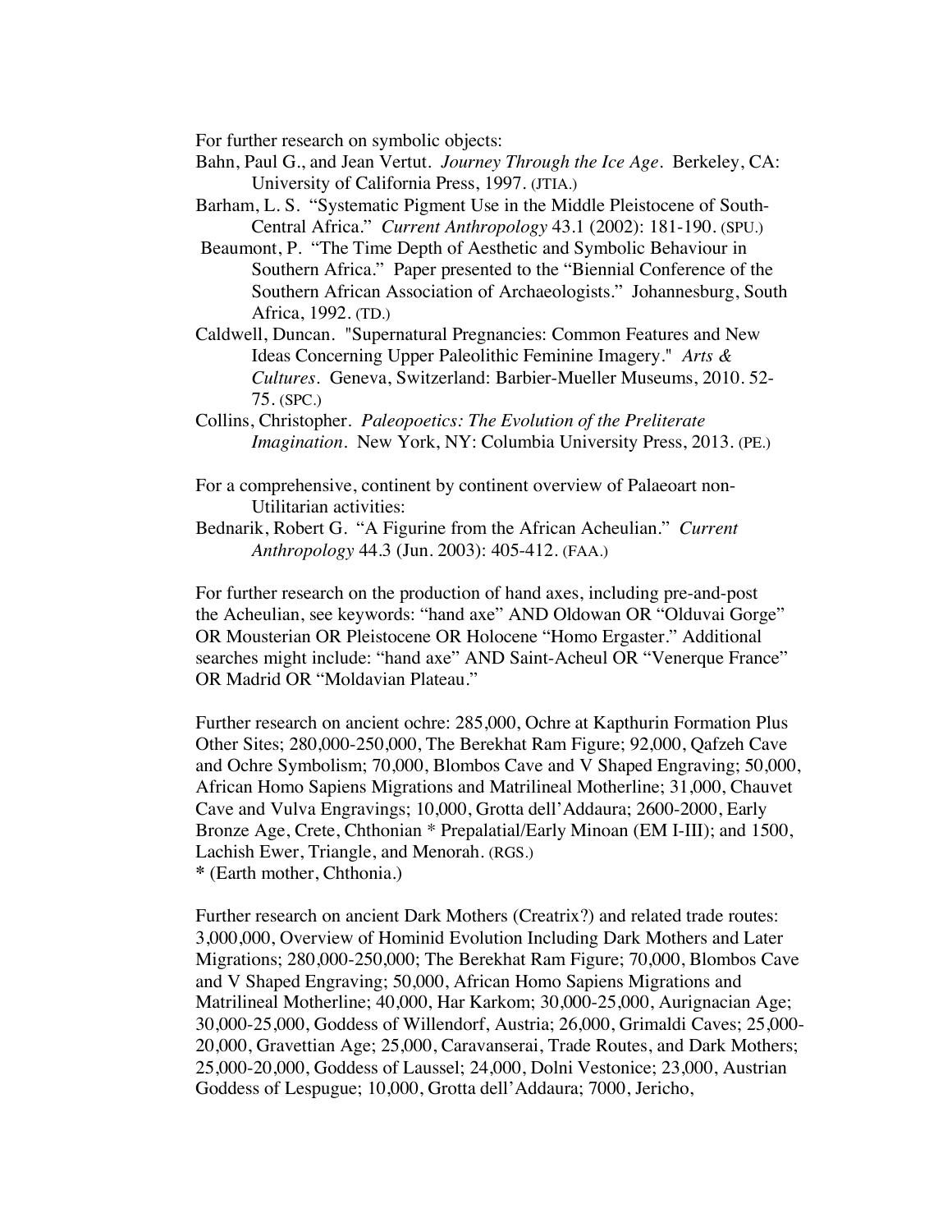For further research on symbolic objects:

Bahn, Paul G., and Jean Vertut. *Journey Through the Ice Age*. Berkeley, CA: University of California Press, 1997. (JTIA.)

Barham, L. S. "Systematic Pigment Use in the Middle Pleistocene of South-Central Africa." *Current Anthropology* 43.1 (2002): 181-190. (SPU.)

Beaumont, P. "The Time Depth of Aesthetic and Symbolic Behaviour in Southern Africa." Paper presented to the "Biennial Conference of the Southern African Association of Archaeologists." Johannesburg, South Africa, 1992. (TD.)

Caldwell, Duncan. "Supernatural Pregnancies: Common Features and New Ideas Concerning Upper Paleolithic Feminine Imagery." *Arts & Cultures*. Geneva, Switzerland: Barbier-Mueller Museums, 2010. 52-75. (SPC.)

Collins, Christopher. *Paleopoetics: The Evolution of the Preliterate Imagination*. New York, NY: Columbia University Press, 2013. (PE.)

For a comprehensive, continent by continent overview of Palaeoart non-Utilitarian activities:

Bednarik, Robert G. "A Figurine from the African Acheulian." *Current Anthropology* 44.3 (Jun. 2003): 405-412. (FAA.)

For further research on the production of hand axes, including pre-and-post the Acheulian, see keywords: "hand axe" AND Oldowan OR "Olduvai Gorge" OR Mousterian OR Pleistocene OR Holocene "Homo Ergaster." Additional searches might include: "hand axe" AND Saint-Acheul OR "Venerque France" OR Madrid OR "Moldavian Plateau."

Further research on ancient ochre: 285,000, Ochre at Kapthurin Formation Plus Other Sites; 280,000-250,000, The Berekhat Ram Figure; 92,000, Qafzeh Cave and Ochre Symbolism; 70,000, Blombos Cave and V Shaped Engraving; 50,000, African Homo Sapiens Migrations and Matrilineal Motherline; 31,000, Chauvet Cave and Vulva Engravings; 10,000, Grotta dell'Addaura; 2600-2000, Early Bronze Age, Crete, Chthonian * Prepalatial/Early Minoan (EM I-III); and 1500, Lachish Ewer, Triangle, and Menorah. (RGS.)

* (Earth mother, Chthonia.)

Further research on ancient Dark Mothers (Creatrix?) and related trade routes: 3,000,000, Overview of Hominid Evolution Including Dark Mothers and Later Migrations; 280,000-250,000; The Berekhat Ram Figure; 70,000, Blombos Cave and V Shaped Engraving; 50,000, African Homo Sapiens Migrations and Matrilineal Motherline; 40,000, Har Karkom; 30,000-25,000, Aurignacian Age; 30,000-25,000, Goddess of Willendorf, Austria; 26,000, Grimaldi Caves; 25,000-20,000, Gravettian Age; 25,000, Caravanserai, Trade Routes, and Dark Mothers; 25,000-20,000, Goddess of Laussel; 24,000, Dolni Vestonice; 23,000, Austrian Goddess of Lespugue; 10,000, Grotta dell'Addaura; 7000, Jericho,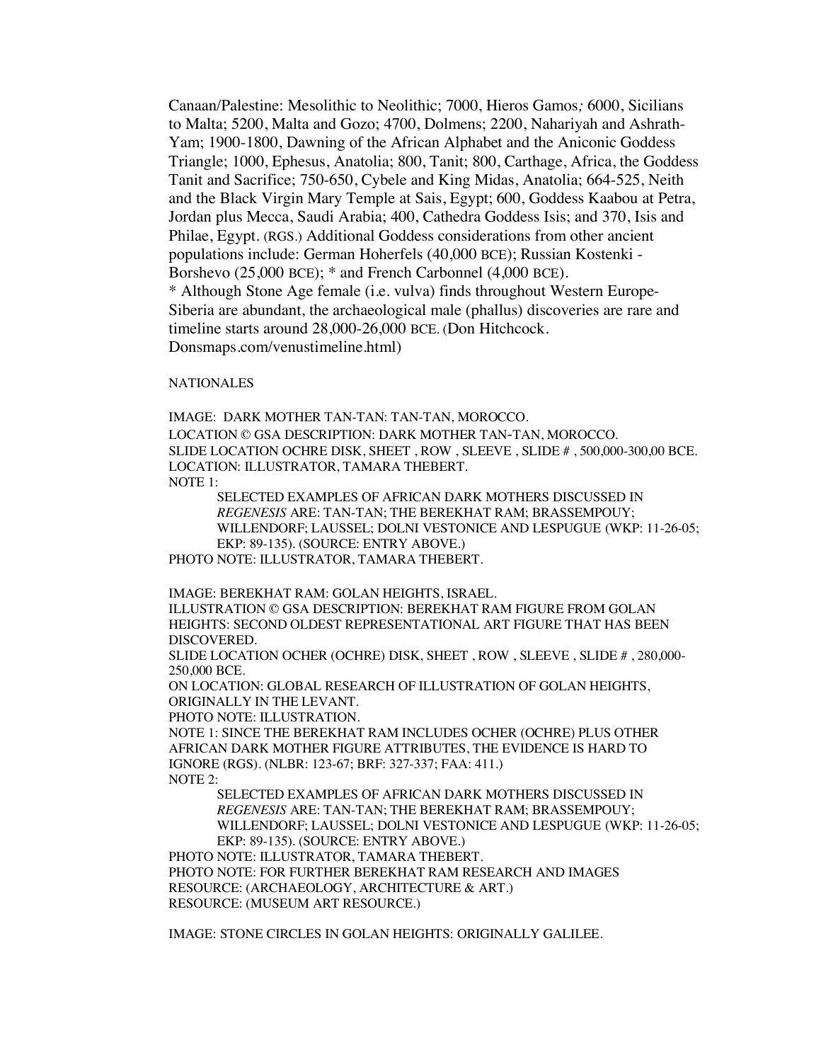Canaan/Palestine: Mesolithic to Neolithic; 7000, Hieros Gamos*;* 6000, Sicilians to Malta; 5200, Malta and Gozo; 4700, Dolmens; 2200, Nahariyah and Ashrath-Yam; 1900-1800, Dawning of the African Alphabet and the Aniconic Goddess Triangle; 1000, Ephesus, Anatolia; 800, Tanit; 800, Carthage, Africa, the Goddess Tanit and Sacrifice; 750-650, Cybele and King Midas, Anatolia; 664-525, Neith and the Black Virgin Mary Temple at Sais, Egypt; 600, Goddess Kaabou at Petra, Jordan plus Mecca, Saudi Arabia; 400, Cathedra Goddess Isis; and 370, Isis and Philae, Egypt. (RGS.) Additional Goddess considerations from other ancient populations include: German Hoherfels (40,000 BCE); Russian Kostenki - Borshevo (25,000 BCE); * and French Carbonnel (4,000 BCE).

* Although Stone Age female (i.e. vulva) finds throughout Western Europe-Siberia are abundant, the archaeological male (phallus) discoveries are rare and timeline starts around 28,000-26,000 BCE. (Don Hitchcock. Donsmaps.com/venustimeline.html)

NATIONALES

IMAGE: DARK MOTHER TAN-TAN: TAN-TAN, MOROCCO.
LOCATION © GSA DESCRIPTION: DARK MOTHER TAN-TAN, MOROCCO.
SLIDE LOCATION OCHRE DISK, SHEET , ROW , SLEEVE , SLIDE # , 500,000-300,00 BCE.
LOCATION: ILLUSTRATOR, TAMARA THEBERT.
NOTE 1:

SELECTED EXAMPLES OF AFRICAN DARK MOTHERS DISCUSSED IN *REGENESIS* ARE: TAN-TAN; THE BEREKHAT RAM; BRASSEMPOUY; WILLENDORF; LAUSSEL; DOLNI VESTONICE AND LESPUGUE (WKP: 11-26-05; EKP: 89-135). (SOURCE: ENTRY ABOVE.)

PHOTO NOTE: ILLUSTRATOR, TAMARA THEBERT.

IMAGE: BEREKHAT RAM: GOLAN HEIGHTS, ISRAEL.
ILLUSTRATION © GSA DESCRIPTION: BEREKHAT RAM FIGURE FROM GOLAN HEIGHTS: SECOND OLDEST REPRESENTATIONAL ART FIGURE THAT HAS BEEN DISCOVERED.
SLIDE LOCATION OCHER (OCHRE) DISK, SHEET , ROW , SLEEVE , SLIDE # , 280,000-250,000 BCE.
ON LOCATION: GLOBAL RESEARCH OF ILLUSTRATION OF GOLAN HEIGHTS, ORIGINALLY IN THE LEVANT.
PHOTO NOTE: ILLUSTRATION.
NOTE 1: SINCE THE BEREKHAT RAM INCLUDES OCHER (OCHRE) PLUS OTHER AFRICAN DARK MOTHER FIGURE ATTRIBUTES, THE EVIDENCE IS HARD TO IGNORE (RGS). (NLBR: 123-67; BRF: 327-337; FAA: 411.)
NOTE 2:

SELECTED EXAMPLES OF AFRICAN DARK MOTHERS DISCUSSED IN *REGENESIS* ARE: TAN-TAN; THE BEREKHAT RAM; BRASSEMPOUY; WILLENDORF; LAUSSEL; DOLNI VESTONICE AND LESPUGUE (WKP: 11-26-05; EKP: 89-135). (SOURCE: ENTRY ABOVE.)

PHOTO NOTE: ILLUSTRATOR, TAMARA THEBERT.
PHOTO NOTE: FOR FURTHER BEREKHAT RAM RESEARCH AND IMAGES
RESOURCE: (ARCHAEOLOGY, ARCHITECTURE & ART.)
RESOURCE: (MUSEUM ART RESOURCE.)

IMAGE: STONE CIRCLES IN GOLAN HEIGHTS: ORIGINALLY GALILEE.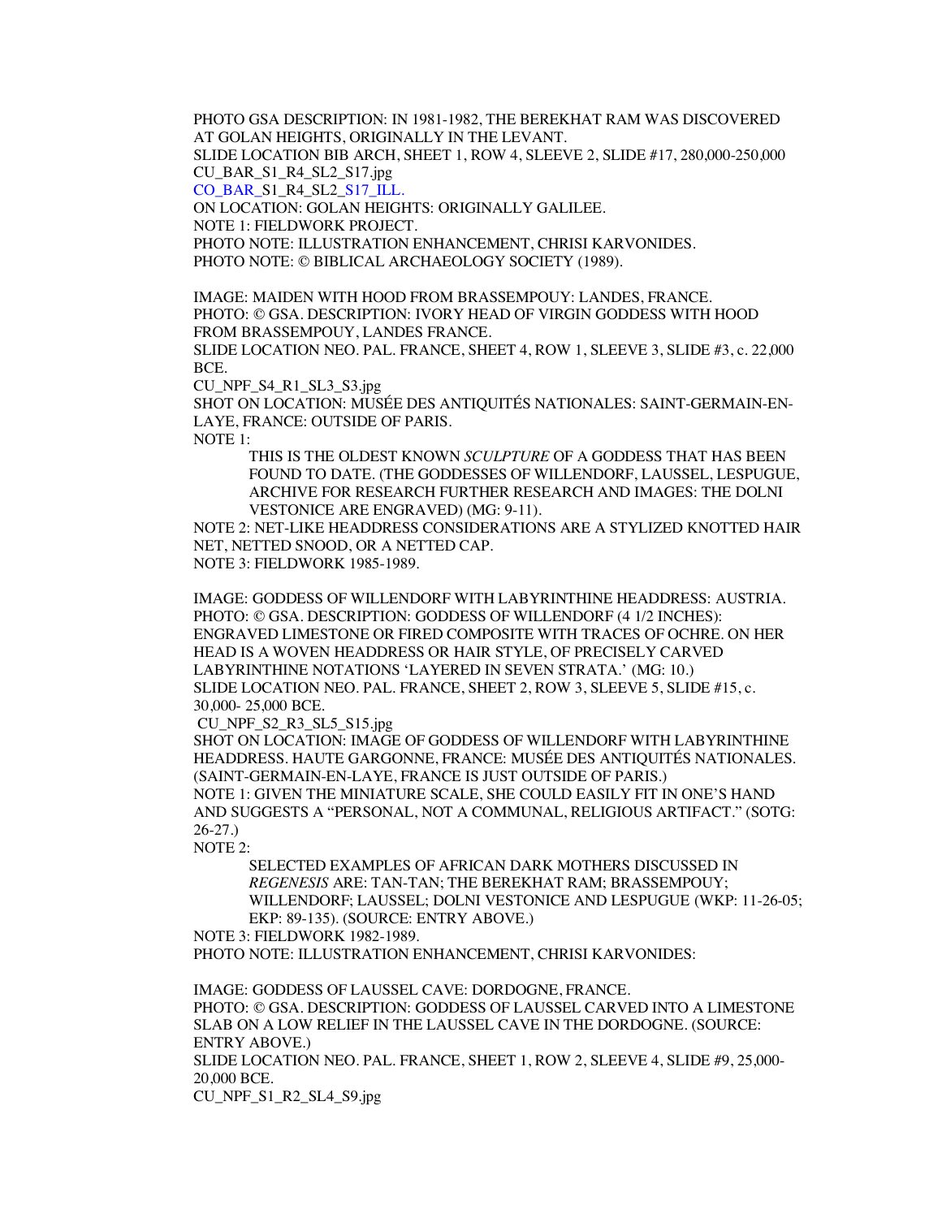PHOTO GSA DESCRIPTION: IN 1981-1982, THE BEREKHAT RAM WAS DISCOVERED AT GOLAN HEIGHTS, ORIGINALLY IN THE LEVANT.
SLIDE LOCATION BIB ARCH, SHEET 1, ROW 4, SLEEVE 2, SLIDE #17, 280,000-250,000
CU_BAR_S1_R4_SL2_S17.jpg
CO_BAR_S1_R4_SL2_S17_ILL.
ON LOCATION: GOLAN HEIGHTS: ORIGINALLY GALILEE.
NOTE 1: FIELDWORK PROJECT.
PHOTO NOTE: ILLUSTRATION ENHANCEMENT, CHRISI KARVONIDES.
PHOTO NOTE: © BIBLICAL ARCHAEOLOGY SOCIETY (1989).

IMAGE: MAIDEN WITH HOOD FROM BRASSEMPOUY: LANDES, FRANCE.
PHOTO: © GSA. DESCRIPTION: IVORY HEAD OF VIRGIN GODDESS WITH HOOD FROM BRASSEMPOUY, LANDES FRANCE.
SLIDE LOCATION NEO. PAL. FRANCE, SHEET 4, ROW 1, SLEEVE 3, SLIDE #3, c. 22,000 BCE.
CU_NPF_S4_R1_SL3_S3.jpg
SHOT ON LOCATION: MUSÉE DES ANTIQUITÉS NATIONALES: SAINT-GERMAIN-EN-LAYE, FRANCE: OUTSIDE OF PARIS.
NOTE 1:

> THIS IS THE OLDEST KNOWN *SCULPTURE* OF A GODDESS THAT HAS BEEN FOUND TO DATE. (THE GODDESSES OF WILLENDORF, LAUSSEL, LESPUGUE, ARCHIVE FOR RESEARCH FURTHER RESEARCH AND IMAGES: THE DOLNI VESTONICE ARE ENGRAVED) (MG: 9-11).

NOTE 2: NET-LIKE HEADDRESS CONSIDERATIONS ARE A STYLIZED KNOTTED HAIR NET, NETTED SNOOD, OR A NETTED CAP.
NOTE 3: FIELDWORK 1985-1989.

IMAGE: GODDESS OF WILLENDORF WITH LABYRINTHINE HEADDRESS: AUSTRIA.
PHOTO: © GSA. DESCRIPTION: GODDESS OF WILLENDORF (4 1/2 INCHES): ENGRAVED LIMESTONE OR FIRED COMPOSITE WITH TRACES OF OCHRE. ON HER HEAD IS A WOVEN HEADDRESS OR HAIR STYLE, OF PRECISELY CARVED LABYRINTHINE NOTATIONS 'LAYERED IN SEVEN STRATA.' (MG: 10.)
SLIDE LOCATION NEO. PAL. FRANCE, SHEET 2, ROW 3, SLEEVE 5, SLIDE #15, c. 30,000- 25,000 BCE.
CU_NPF_S2_R3_SL5_S15.jpg
SHOT ON LOCATION: IMAGE OF GODDESS OF WILLENDORF WITH LABYRINTHINE HEADDRESS. HAUTE GARGONNE, FRANCE: MUSÉE DES ANTIQUITÉS NATIONALES. (SAINT-GERMAIN-EN-LAYE, FRANCE IS JUST OUTSIDE OF PARIS.)
NOTE 1: GIVEN THE MINIATURE SCALE, SHE COULD EASILY FIT IN ONE'S HAND AND SUGGESTS A "PERSONAL, NOT A COMMUNAL, RELIGIOUS ARTIFACT." (SOTG: 26-27.)
NOTE 2:

> SELECTED EXAMPLES OF AFRICAN DARK MOTHERS DISCUSSED IN *REGENESIS* ARE: TAN-TAN; THE BEREKHAT RAM; BRASSEMPOUY; WILLENDORF; LAUSSEL; DOLNI VESTONICE AND LESPUGUE (WKP: 11-26-05; EKP: 89-135). (SOURCE: ENTRY ABOVE.)

NOTE 3: FIELDWORK 1982-1989.
PHOTO NOTE: ILLUSTRATION ENHANCEMENT, CHRISI KARVONIDES:

IMAGE: GODDESS OF LAUSSEL CAVE: DORDOGNE, FRANCE.
PHOTO: © GSA. DESCRIPTION: GODDESS OF LAUSSEL CARVED INTO A LIMESTONE SLAB ON A LOW RELIEF IN THE LAUSSEL CAVE IN THE DORDOGNE. (SOURCE: ENTRY ABOVE.)
SLIDE LOCATION NEO. PAL. FRANCE, SHEET 1, ROW 2, SLEEVE 4, SLIDE #9, 25,000-20,000 BCE.
CU_NPF_S1_R2_SL4_S9.jpg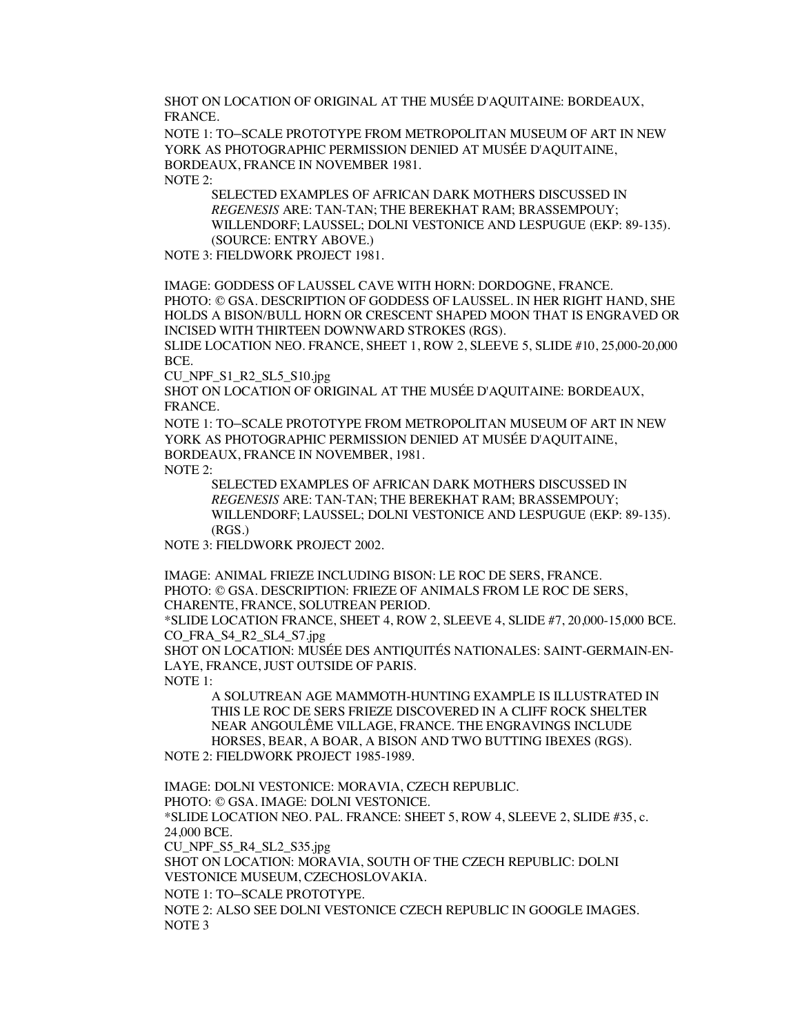SHOT ON LOCATION OF ORIGINAL AT THE MUSÉE D'AQUITAINE: BORDEAUX, FRANCE.

NOTE 1: TO–SCALE PROTOTYPE FROM METROPOLITAN MUSEUM OF ART IN NEW YORK AS PHOTOGRAPHIC PERMISSION DENIED AT MUSÉE D'AQUITAINE, BORDEAUX, FRANCE IN NOVEMBER 1981.

NOTE 2:

> SELECTED EXAMPLES OF AFRICAN DARK MOTHERS DISCUSSED IN *REGENESIS* ARE: TAN-TAN; THE BEREKHAT RAM; BRASSEMPOUY; WILLENDORF; LAUSSEL; DOLNI VESTONICE AND LESPUGUE (EKP: 89-135). (SOURCE: ENTRY ABOVE.)

NOTE 3: FIELDWORK PROJECT 1981.

IMAGE: GODDESS OF LAUSSEL CAVE WITH HORN: DORDOGNE, FRANCE.

PHOTO: © GSA. DESCRIPTION OF GODDESS OF LAUSSEL. IN HER RIGHT HAND, SHE HOLDS A BISON/BULL HORN OR CRESCENT SHAPED MOON THAT IS ENGRAVED OR INCISED WITH THIRTEEN DOWNWARD STROKES (RGS).

SLIDE LOCATION NEO. FRANCE, SHEET 1, ROW 2, SLEEVE 5, SLIDE #10, 25,000-20,000 BCE.

CU_NPF_S1_R2_SL5_S10.jpg

SHOT ON LOCATION OF ORIGINAL AT THE MUSÉE D'AQUITAINE: BORDEAUX, FRANCE.

NOTE 1: TO–SCALE PROTOTYPE FROM METROPOLITAN MUSEUM OF ART IN NEW YORK AS PHOTOGRAPHIC PERMISSION DENIED AT MUSÉE D'AQUITAINE, BORDEAUX, FRANCE IN NOVEMBER, 1981.

NOTE 2:

> SELECTED EXAMPLES OF AFRICAN DARK MOTHERS DISCUSSED IN *REGENESIS* ARE: TAN-TAN; THE BEREKHAT RAM; BRASSEMPOUY; WILLENDORF; LAUSSEL; DOLNI VESTONICE AND LESPUGUE (EKP: 89-135). (RGS.)

NOTE 3: FIELDWORK PROJECT 2002.

IMAGE: ANIMAL FRIEZE INCLUDING BISON: LE ROC DE SERS, FRANCE.

PHOTO: © GSA. DESCRIPTION: FRIEZE OF ANIMALS FROM LE ROC DE SERS, CHARENTE, FRANCE, SOLUTREAN PERIOD.

*SLIDE LOCATION FRANCE, SHEET 4, ROW 2, SLEEVE 4, SLIDE #7, 20,000-15,000 BCE.

CO_FRA_S4_R2_SL4_S7.jpg

SHOT ON LOCATION: MUSÉE DES ANTIQUITÉS NATIONALES: SAINT-GERMAIN-EN-LAYE, FRANCE, JUST OUTSIDE OF PARIS.

NOTE 1:

> A SOLUTREAN AGE MAMMOTH-HUNTING EXAMPLE IS ILLUSTRATED IN THIS LE ROC DE SERS FRIEZE DISCOVERED IN A CLIFF ROCK SHELTER NEAR ANGOULÊME VILLAGE, FRANCE. THE ENGRAVINGS INCLUDE HORSES, BEAR, A BOAR, A BISON AND TWO BUTTING IBEXES (RGS).

NOTE 2: FIELDWORK PROJECT 1985-1989.

IMAGE: DOLNI VESTONICE: MORAVIA, CZECH REPUBLIC.

PHOTO: © GSA. IMAGE: DOLNI VESTONICE.

*SLIDE LOCATION NEO. PAL. FRANCE: SHEET 5, ROW 4, SLEEVE 2, SLIDE #35, c. 24,000 BCE.

CU_NPF_S5_R4_SL2_S35.jpg

SHOT ON LOCATION: MORAVIA, SOUTH OF THE CZECH REPUBLIC: DOLNI VESTONICE MUSEUM, CZECHOSLOVAKIA.

NOTE 1: TO–SCALE PROTOTYPE.

NOTE 2: ALSO SEE DOLNI VESTONICE CZECH REPUBLIC IN GOOGLE IMAGES.

NOTE 3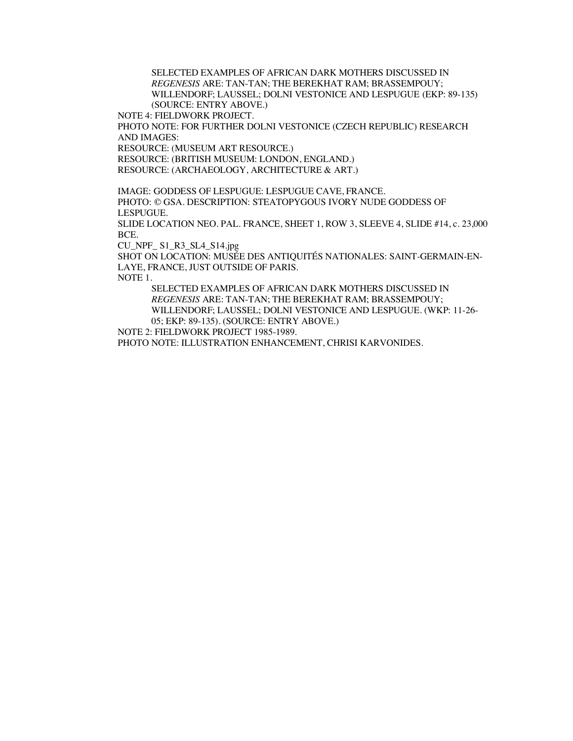SELECTED EXAMPLES OF AFRICAN DARK MOTHERS DISCUSSED IN *REGENESIS* ARE: TAN-TAN; THE BEREKHAT RAM; BRASSEMPOUY; WILLENDORF; LAUSSEL; DOLNI VESTONICE AND LESPUGUE (EKP: 89-135) (SOURCE: ENTRY ABOVE.)

NOTE 4: FIELDWORK PROJECT.
PHOTO NOTE: FOR FURTHER DOLNI VESTONICE (CZECH REPUBLIC) RESEARCH AND IMAGES:
RESOURCE: (MUSEUM ART RESOURCE.)
RESOURCE: (BRITISH MUSEUM: LONDON, ENGLAND.)
RESOURCE: (ARCHAEOLOGY, ARCHITECTURE & ART.)

IMAGE: GODDESS OF LESPUGUE: LESPUGUE CAVE, FRANCE.
PHOTO: © GSA. DESCRIPTION: STEATOPYGOUS IVORY NUDE GODDESS OF LESPUGUE.
SLIDE LOCATION NEO. PAL. FRANCE, SHEET 1, ROW 3, SLEEVE 4, SLIDE #14, c. 23,000 BCE.
CU_NPF_ S1_R3_SL4_S14.jpg
SHOT ON LOCATION: MUSÉE DES ANTIQUITÉS NATIONALES: SAINT-GERMAIN-EN-LAYE, FRANCE, JUST OUTSIDE OF PARIS.
NOTE 1.

SELECTED EXAMPLES OF AFRICAN DARK MOTHERS DISCUSSED IN *REGENESIS* ARE: TAN-TAN; THE BEREKHAT RAM; BRASSEMPOUY; WILLENDORF; LAUSSEL; DOLNI VESTONICE AND LESPUGUE. (WKP: 11-26-05; EKP: 89-135). (SOURCE: ENTRY ABOVE.)

NOTE 2: FIELDWORK PROJECT 1985-1989.
PHOTO NOTE: ILLUSTRATION ENHANCEMENT, CHRISI KARVONIDES.